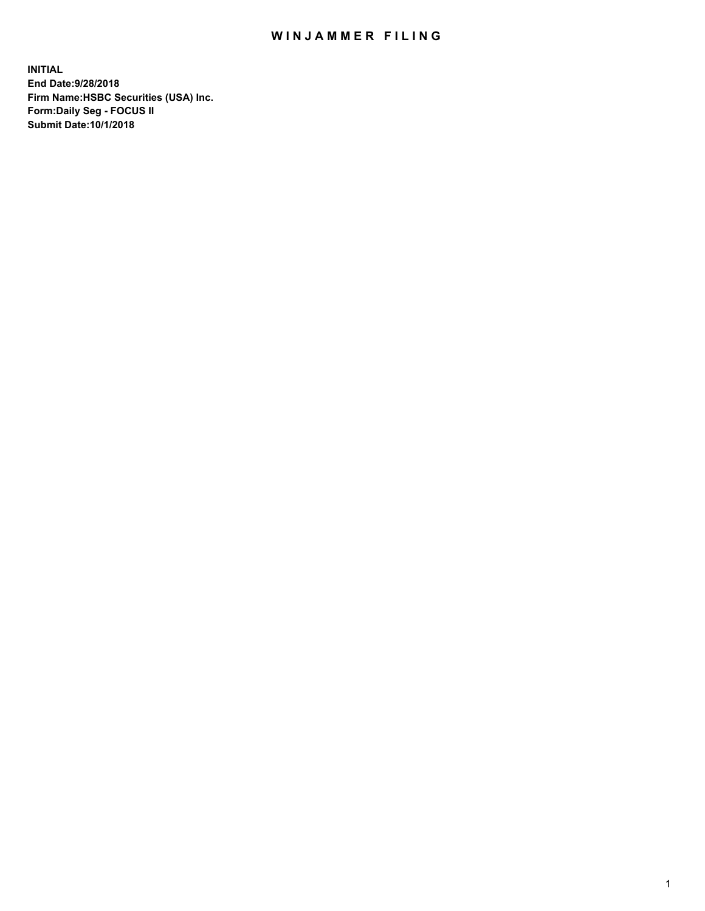# WINJAMMER FILING

**INITIAL**
**End Date:9/28/2018**
**Firm Name:HSBC Securities (USA) Inc.**
**Form:Daily Seg - FOCUS II**
**Submit Date:10/1/2018**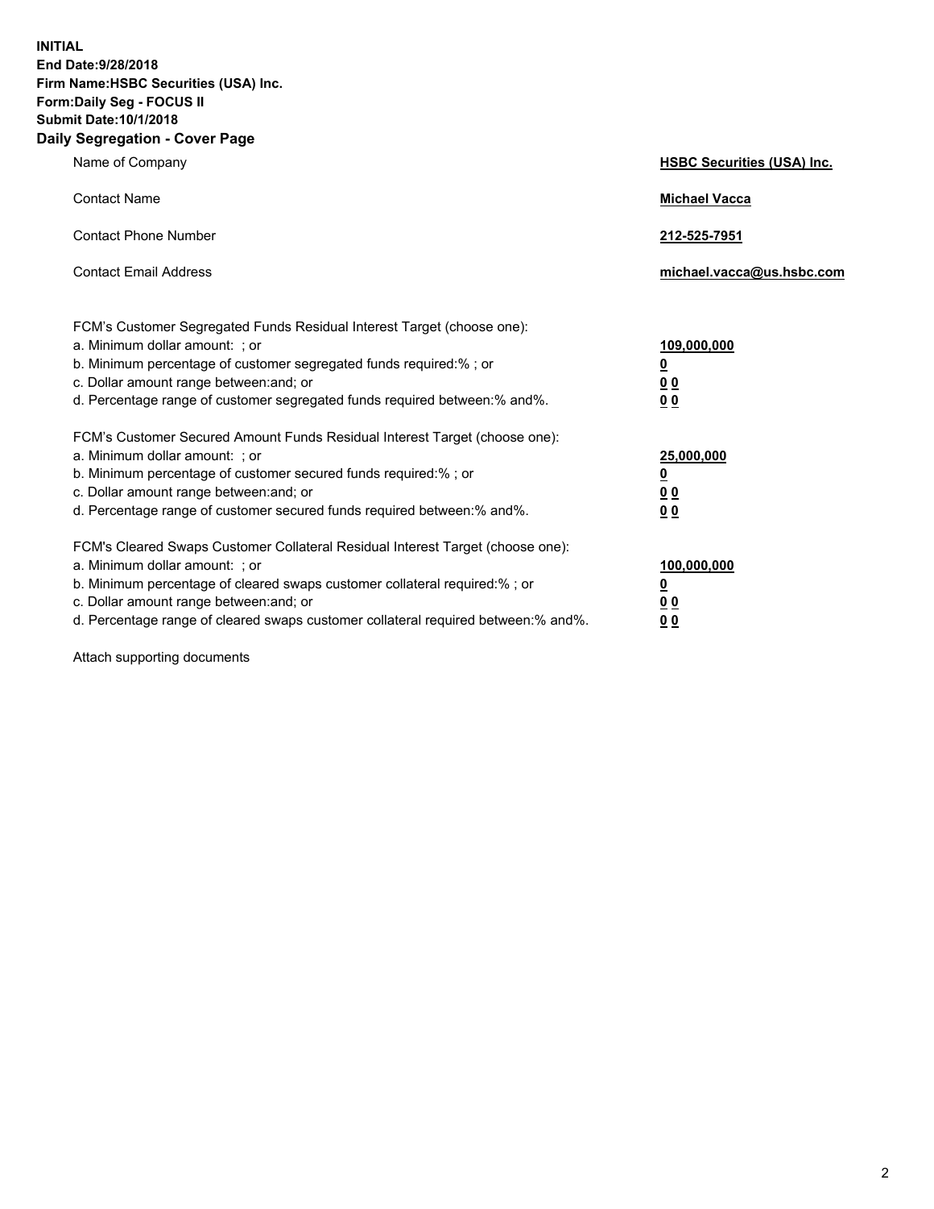**INITIAL**
**End Date:9/28/2018**
**Firm Name:HSBC Securities (USA) Inc.**
**Form:Daily Seg - FOCUS II**
**Submit Date:10/1/2018**

## Daily Segregation - Cover Page

| | |
|---|---|
| Name of Company | **HSBC Securities (USA) Inc.** |
| Contact Name | **Michael Vacca** |
| Contact Phone Number | **212-525-7951** |
| Contact Email Address | **michael.vacca@us.hsbc.com** |

| | |
|---|---|
| FCM's Customer Segregated Funds Residual Interest Target (choose one): | |
| a. Minimum dollar amount: ; or | **109,000,000** |
| b. Minimum percentage of customer segregated funds required:% ; or | **0** |
| c. Dollar amount range between:and; or | **0 0** |
| d. Percentage range of customer segregated funds required between:% and%. | **0 0** |
| FCM's Customer Secured Amount Funds Residual Interest Target (choose one): | |
| a. Minimum dollar amount: ; or | **25,000,000** |
| b. Minimum percentage of customer secured funds required:% ; or | **0** |
| c. Dollar amount range between:and; or | **0 0** |
| d. Percentage range of customer secured funds required between:% and%. | **0 0** |
| FCM's Cleared Swaps Customer Collateral Residual Interest Target (choose one): | |
| a. Minimum dollar amount: ; or | **100,000,000** |
| b. Minimum percentage of cleared swaps customer collateral required:% ; or | **0** |
| c. Dollar amount range between:and; or | **0 0** |
| d. Percentage range of cleared swaps customer collateral required between:% and%. | **0 0** |

Attach supporting documents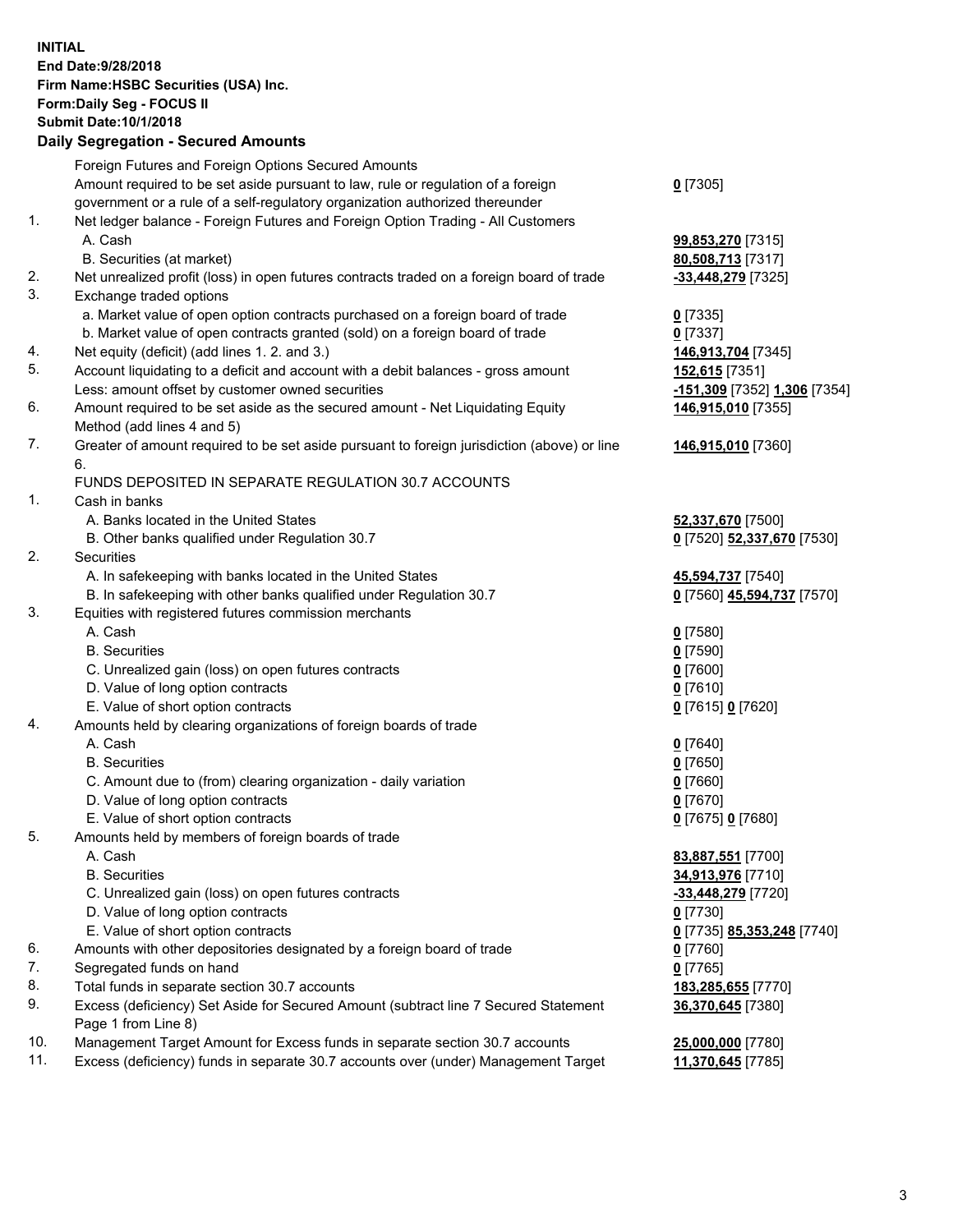**INITIAL**
**End Date:9/28/2018**
**Firm Name:HSBC Securities (USA) Inc.**
**Form:Daily Seg - FOCUS II**
**Submit Date:10/1/2018**

## Daily Segregation - Secured Amounts

| | | |
|---|---|---|
| | Foreign Futures and Foreign Options Secured Amounts | |
| | Amount required to be set aside pursuant to law, rule or regulation of a foreign government or a rule of a self-regulatory organization authorized thereunder | **0** [7305] |
| 1. | Net ledger balance - Foreign Futures and Foreign Option Trading - All Customers | |
| | A. Cash | **99,853,270** [7315] |
| | B. Securities (at market) | **80,508,713** [7317] |
| 2. | Net unrealized profit (loss) in open futures contracts traded on a foreign board of trade | **-33,448,279** [7325] |
| 3. | Exchange traded options | |
| | a. Market value of open option contracts purchased on a foreign board of trade | **0** [7335] |
| | b. Market value of open contracts granted (sold) on a foreign board of trade | **0** [7337] |
| 4. | Net equity (deficit) (add lines 1. 2. and 3.) | **146,913,704** [7345] |
| 5. | Account liquidating to a deficit and account with a debit balances - gross amount | **152,615** [7351] |
| | Less: amount offset by customer owned securities | **-151,309** [7352] **1,306** [7354] |
| 6. | Amount required to be set aside as the secured amount - Net Liquidating Equity Method (add lines 4 and 5) | **146,915,010** [7355] |
| 7. | Greater of amount required to be set aside pursuant to foreign jurisdiction (above) or line 6. | **146,915,010** [7360] |
| | FUNDS DEPOSITED IN SEPARATE REGULATION 30.7 ACCOUNTS | |
| 1. | Cash in banks | |
| | A. Banks located in the United States | **52,337,670** [7500] |
| | B. Other banks qualified under Regulation 30.7 | **0** [7520] **52,337,670** [7530] |
| 2. | Securities | |
| | A. In safekeeping with banks located in the United States | **45,594,737** [7540] |
| | B. In safekeeping with other banks qualified under Regulation 30.7 | **0** [7560] **45,594,737** [7570] |
| 3. | Equities with registered futures commission merchants | |
| | A. Cash | **0** [7580] |
| | B. Securities | **0** [7590] |
| | C. Unrealized gain (loss) on open futures contracts | **0** [7600] |
| | D. Value of long option contracts | **0** [7610] |
| | E. Value of short option contracts | **0** [7615] **0** [7620] |
| 4. | Amounts held by clearing organizations of foreign boards of trade | |
| | A. Cash | **0** [7640] |
| | B. Securities | **0** [7650] |
| | C. Amount due to (from) clearing organization - daily variation | **0** [7660] |
| | D. Value of long option contracts | **0** [7670] |
| | E. Value of short option contracts | **0** [7675] **0** [7680] |
| 5. | Amounts held by members of foreign boards of trade | |
| | A. Cash | **83,887,551** [7700] |
| | B. Securities | **34,913,976** [7710] |
| | C. Unrealized gain (loss) on open futures contracts | **-33,448,279** [7720] |
| | D. Value of long option contracts | **0** [7730] |
| | E. Value of short option contracts | **0** [7735] **85,353,248** [7740] |
| 6. | Amounts with other depositories designated by a foreign board of trade | **0** [7760] |
| 7. | Segregated funds on hand | **0** [7765] |
| 8. | Total funds in separate section 30.7 accounts | **183,285,655** [7770] |
| 9. | Excess (deficiency) Set Aside for Secured Amount (subtract line 7 Secured Statement Page 1 from Line 8) | **36,370,645** [7380] |
| 10. | Management Target Amount for Excess funds in separate section 30.7 accounts | **25,000,000** [7780] |
| 11. | Excess (deficiency) funds in separate 30.7 accounts over (under) Management Target | **11,370,645** [7785] |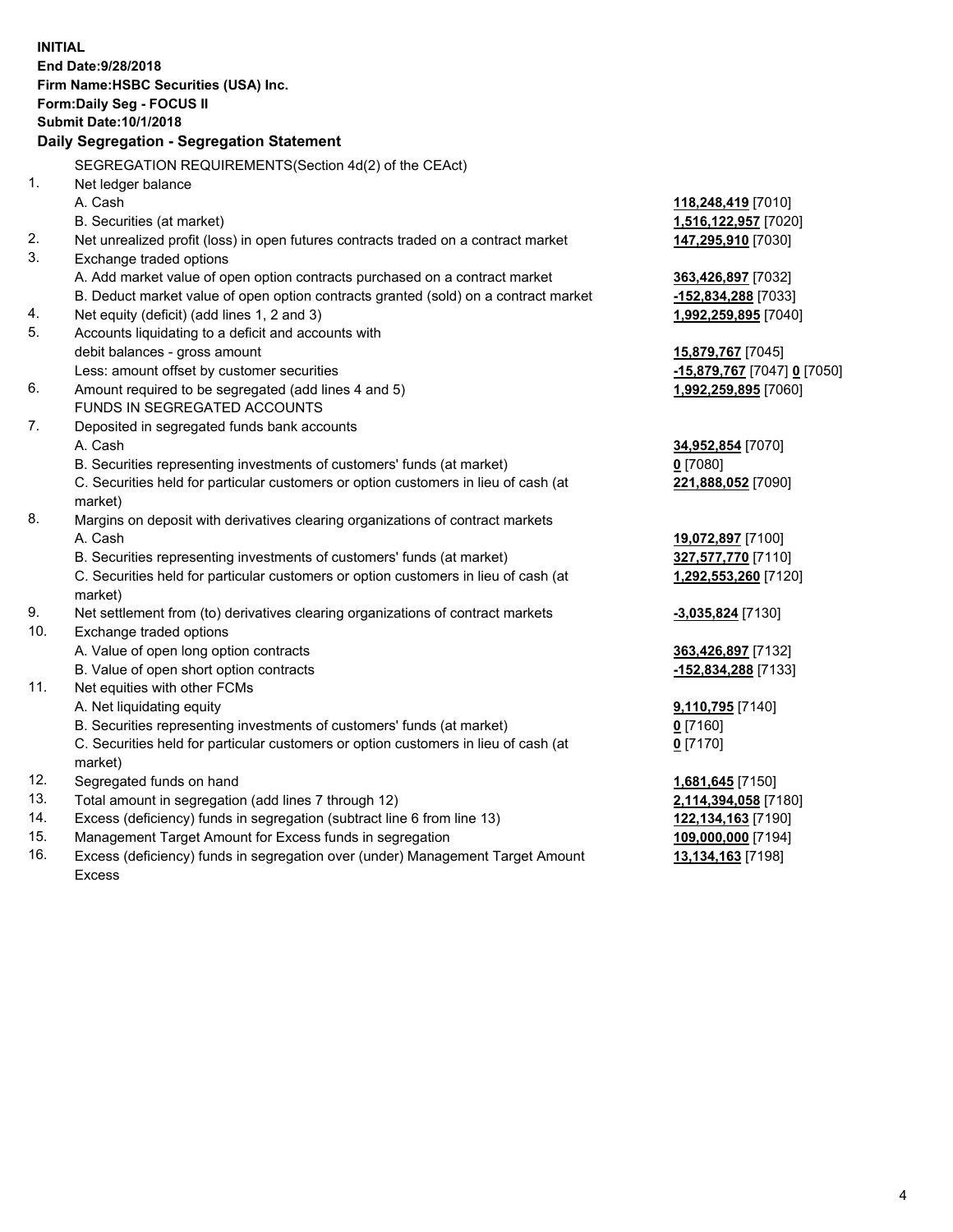**INITIAL**
**End Date:9/28/2018**
**Firm Name:HSBC Securities (USA) Inc.**
**Form:Daily Seg - FOCUS II**
**Submit Date:10/1/2018**

**Daily Segregation - Segregation Statement**

| | | |
|---|---|---|
| | SEGREGATION REQUIREMENTS(Section 4d(2) of the CEAct) | |
| 1. | Net ledger balance | |
| | A. Cash | **118,248,419** [7010] |
| | B. Securities (at market) | **1,516,122,957** [7020] |
| 2. | Net unrealized profit (loss) in open futures contracts traded on a contract market | **147,295,910** [7030] |
| 3. | Exchange traded options | |
| | A. Add market value of open option contracts purchased on a contract market | **363,426,897** [7032] |
| | B. Deduct market value of open option contracts granted (sold) on a contract market | **-152,834,288** [7033] |
| 4. | Net equity (deficit) (add lines 1, 2 and 3) | **1,992,259,895** [7040] |
| 5. | Accounts liquidating to a deficit and accounts with debit balances - gross amount | **15,879,767** [7045] |
| | Less: amount offset by customer securities | **-15,879,767** [7047] **0** [7050] |
| 6. | Amount required to be segregated (add lines 4 and 5) | **1,992,259,895** [7060] |
| | FUNDS IN SEGREGATED ACCOUNTS | |
| 7. | Deposited in segregated funds bank accounts | |
| | A. Cash | **34,952,854** [7070] |
| | B. Securities representing investments of customers' funds (at market) | **0** [7080] |
| | C. Securities held for particular customers or option customers in lieu of cash (at market) | **221,888,052** [7090] |
| 8. | Margins on deposit with derivatives clearing organizations of contract markets | |
| | A. Cash | **19,072,897** [7100] |
| | B. Securities representing investments of customers' funds (at market) | **327,577,770** [7110] |
| | C. Securities held for particular customers or option customers in lieu of cash (at market) | **1,292,553,260** [7120] |
| 9. | Net settlement from (to) derivatives clearing organizations of contract markets | **-3,035,824** [7130] |
| 10. | Exchange traded options | |
| | A. Value of open long option contracts | **363,426,897** [7132] |
| | B. Value of open short option contracts | **-152,834,288** [7133] |
| 11. | Net equities with other FCMs | |
| | A. Net liquidating equity | **9,110,795** [7140] |
| | B. Securities representing investments of customers' funds (at market) | **0** [7160] |
| | C. Securities held for particular customers or option customers in lieu of cash (at market) | **0** [7170] |
| 12. | Segregated funds on hand | **1,681,645** [7150] |
| 13. | Total amount in segregation (add lines 7 through 12) | **2,114,394,058** [7180] |
| 14. | Excess (deficiency) funds in segregation (subtract line 6 from line 13) | **122,134,163** [7190] |
| 15. | Management Target Amount for Excess funds in segregation | **109,000,000** [7194] |
| 16. | Excess (deficiency) funds in segregation over (under) Management Target Amount Excess | **13,134,163** [7198] |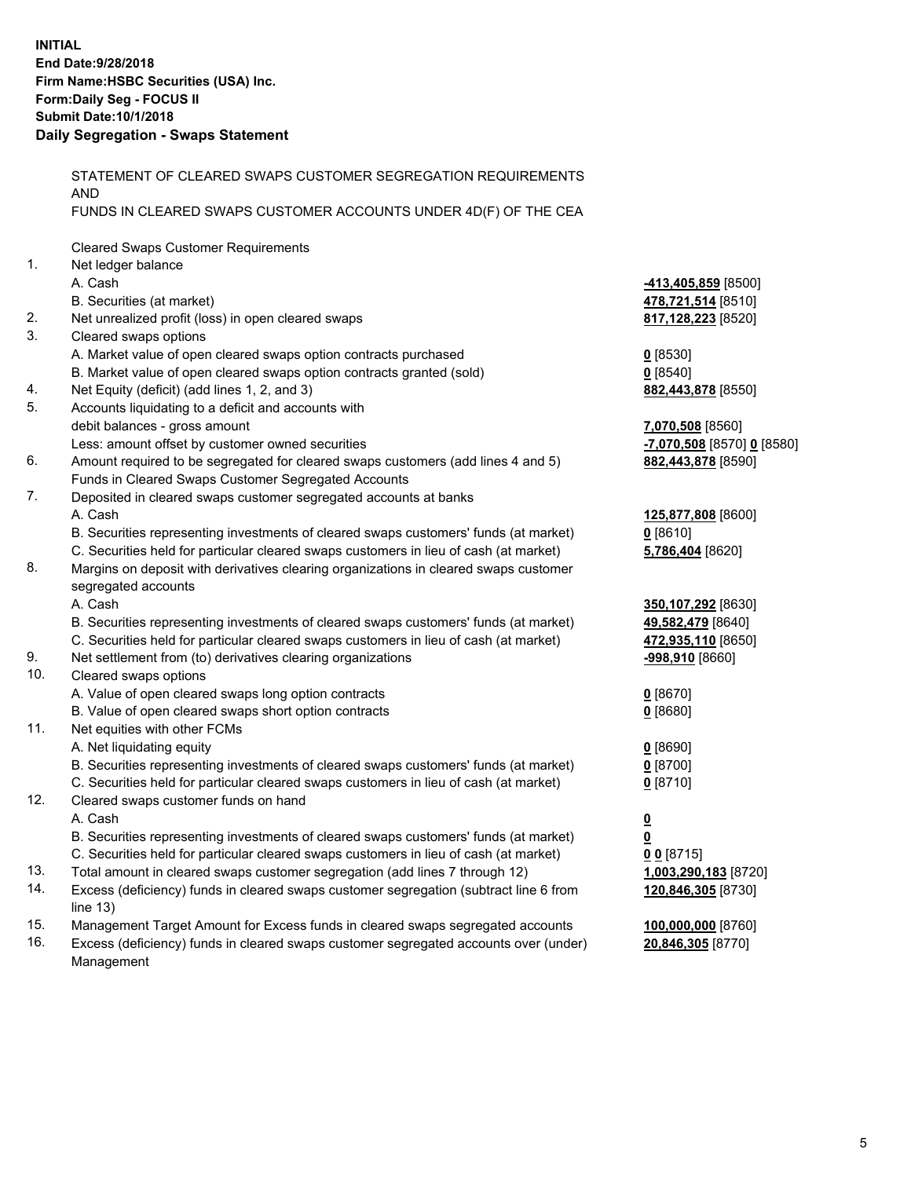**INITIAL**
**End Date:9/28/2018**
**Firm Name:HSBC Securities (USA) Inc.**
**Form:Daily Seg - FOCUS II**
**Submit Date:10/1/2018**
**Daily Segregation - Swaps Statement**

STATEMENT OF CLEARED SWAPS CUSTOMER SEGREGATION REQUIREMENTS AND FUNDS IN CLEARED SWAPS CUSTOMER ACCOUNTS UNDER 4D(F) OF THE CEA

| | | |
|---|---|---|
| | Cleared Swaps Customer Requirements | |
| 1. | Net ledger balance | |
| | A. Cash | **-413,405,859** [8500] |
| | B. Securities (at market) | **478,721,514** [8510] |
| 2. | Net unrealized profit (loss) in open cleared swaps | **817,128,223** [8520] |
| 3. | Cleared swaps options | |
| | A. Market value of open cleared swaps option contracts purchased | **0** [8530] |
| | B. Market value of open cleared swaps option contracts granted (sold) | **0** [8540] |
| 4. | Net Equity (deficit) (add lines 1, 2, and 3) | **882,443,878** [8550] |
| 5. | Accounts liquidating to a deficit and accounts with | |
| | debit balances - gross amount | **7,070,508** [8560] |
| | Less: amount offset by customer owned securities | **-7,070,508** [8570] **0** [8580] |
| 6. | Amount required to be segregated for cleared swaps customers (add lines 4 and 5) | **882,443,878** [8590] |
| | Funds in Cleared Swaps Customer Segregated Accounts | |
| 7. | Deposited in cleared swaps customer segregated accounts at banks | |
| | A. Cash | **125,877,808** [8600] |
| | B. Securities representing investments of cleared swaps customers' funds (at market) | **0** [8610] |
| | C. Securities held for particular cleared swaps customers in lieu of cash (at market) | **5,786,404** [8620] |
| 8. | Margins on deposit with derivatives clearing organizations in cleared swaps customer segregated accounts | |
| | A. Cash | **350,107,292** [8630] |
| | B. Securities representing investments of cleared swaps customers' funds (at market) | **49,582,479** [8640] |
| | C. Securities held for particular cleared swaps customers in lieu of cash (at market) | **472,935,110** [8650] |
| 9. | Net settlement from (to) derivatives clearing organizations | **-998,910** [8660] |
| 10. | Cleared swaps options | |
| | A. Value of open cleared swaps long option contracts | **0** [8670] |
| | B. Value of open cleared swaps short option contracts | **0** [8680] |
| 11. | Net equities with other FCMs | |
| | A. Net liquidating equity | **0** [8690] |
| | B. Securities representing investments of cleared swaps customers' funds (at market) | **0** [8700] |
| | C. Securities held for particular cleared swaps customers in lieu of cash (at market) | **0** [8710] |
| 12. | Cleared swaps customer funds on hand | |
| | A. Cash | **0** |
| | B. Securities representing investments of cleared swaps customers' funds (at market) | **0** |
| | C. Securities held for particular cleared swaps customers in lieu of cash (at market) | **0** **0** [8715] |
| 13. | Total amount in cleared swaps customer segregation (add lines 7 through 12) | **1,003,290,183** [8720] |
| 14. | Excess (deficiency) funds in cleared swaps customer segregation (subtract line 6 from line 13) | **120,846,305** [8730] |
| 15. | Management Target Amount for Excess funds in cleared swaps segregated accounts | **100,000,000** [8760] |
| 16. | Excess (deficiency) funds in cleared swaps customer segregated accounts over (under) Management | **20,846,305** [8770] |